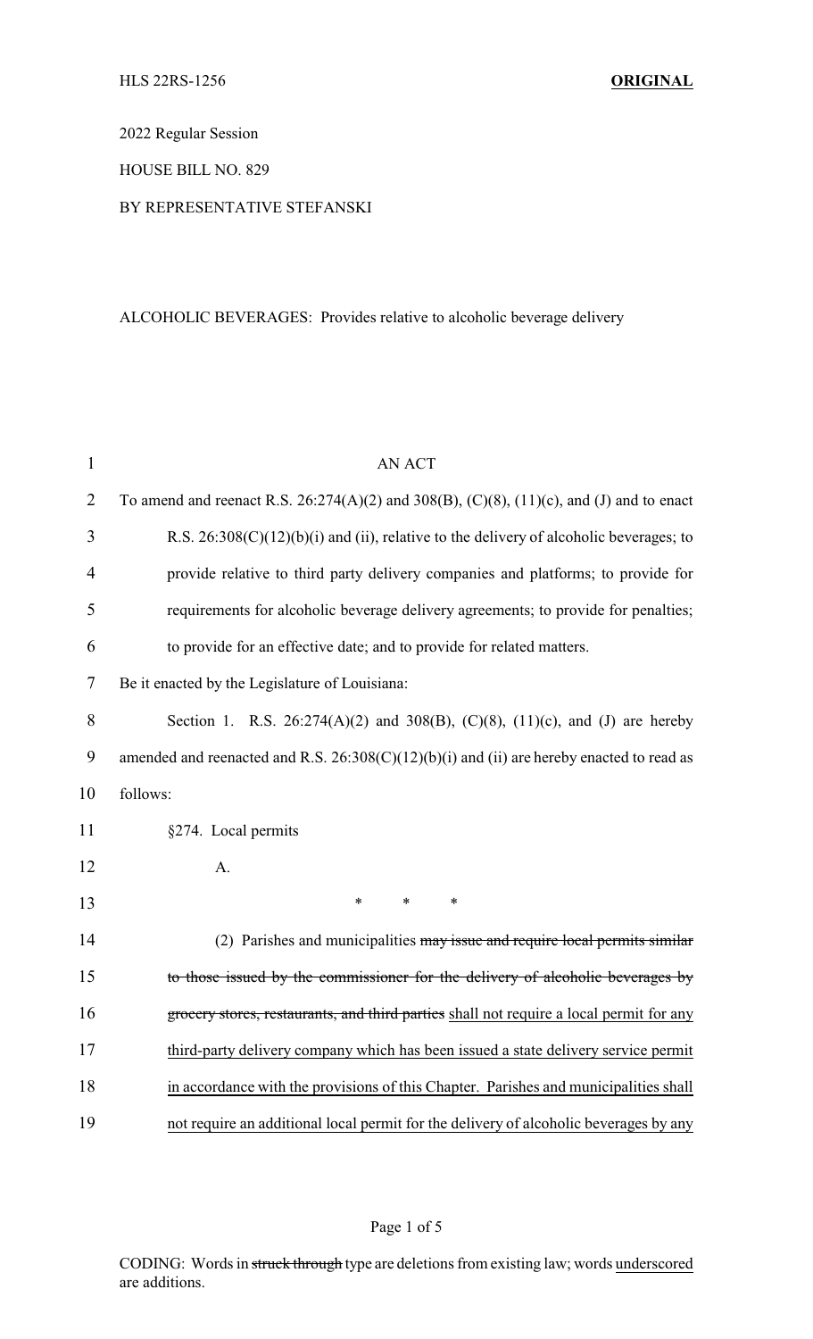2022 Regular Session

HOUSE BILL NO. 829

BY REPRESENTATIVE STEFANSKI

ALCOHOLIC BEVERAGES: Provides relative to alcoholic beverage delivery

AN ACT

To amend and reenact R.S. 26:274(A)(2) and 308(B), (C)(8), (11)(c), and (J) and to enact R.S. 26:308(C)(12)(b)(i) and (ii), relative to the delivery of alcoholic beverages; to provide relative to third party delivery companies and platforms; to provide for requirements for alcoholic beverage delivery agreements; to provide for penalties; to provide for an effective date; and to provide for related matters.

Be it enacted by the Legislature of Louisiana:

Section 1. R.S. 26:274(A)(2) and 308(B), (C)(8), (11)(c), and (J) are hereby amended and reenacted and R.S. 26:308(C)(12)(b)(i) and (ii) are hereby enacted to read as follows:

§274. Local permits

A.

\* \* \*

(2) Parishes and municipalities ~~may issue and require local permits similar to those issued by the commissioner for the delivery of alcoholic beverages by grocery stores, restaurants, and third parties~~ <u>shall not require a local permit for any third-party delivery company which has been issued a state delivery service permit in accordance with the provisions of this Chapter. Parishes and municipalities shall not require an additional local permit for the delivery of alcoholic beverages by any</u>

CODING: Words in ~~struck through~~ type are deletions from existing law; words <u>underscored</u> are additions.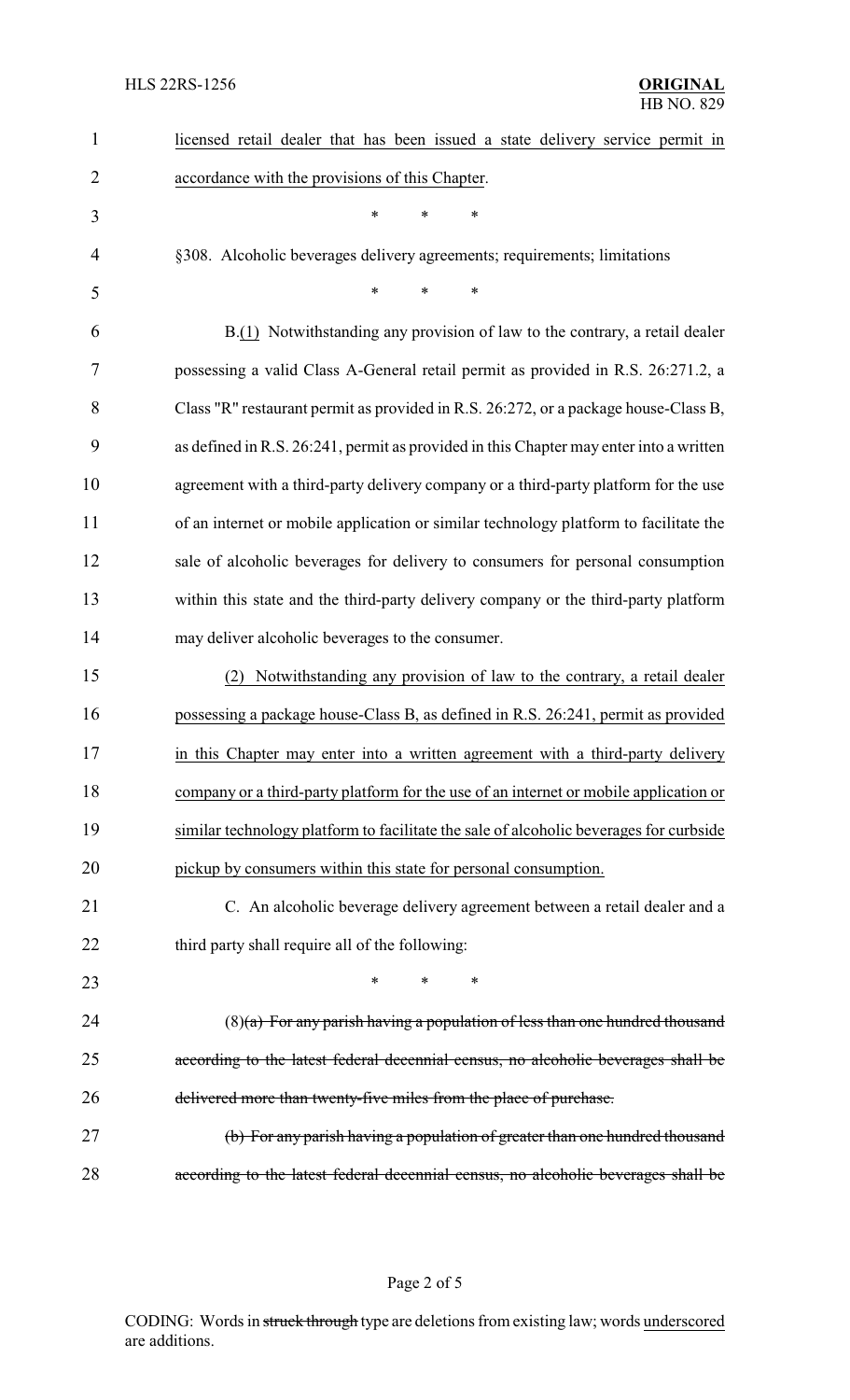licensed retail dealer that has been issued a state delivery service permit in accordance with the provisions of this Chapter.

\* \* \*

§308. Alcoholic beverages delivery agreements; requirements; limitations

\* \* \*

B.(1) Notwithstanding any provision of law to the contrary, a retail dealer possessing a valid Class A-General retail permit as provided in R.S. 26:271.2, a Class "R" restaurant permit as provided in R.S. 26:272, or a package house-Class B, as defined in R.S. 26:241, permit as provided in this Chapter may enter into a written agreement with a third-party delivery company or a third-party platform for the use of an internet or mobile application or similar technology platform to facilitate the sale of alcoholic beverages for delivery to consumers for personal consumption within this state and the third-party delivery company or the third-party platform may deliver alcoholic beverages to the consumer.

(2) Notwithstanding any provision of law to the contrary, a retail dealer possessing a package house-Class B, as defined in R.S. 26:241, permit as provided in this Chapter may enter into a written agreement with a third-party delivery company or a third-party platform for the use of an internet or mobile application or similar technology platform to facilitate the sale of alcoholic beverages for curbside pickup by consumers within this state for personal consumption.

C. An alcoholic beverage delivery agreement between a retail dealer and a third party shall require all of the following:

\* \* \*

(8)~~(a) For any parish having a population of less than one hundred thousand according to the latest federal decennial census, no alcoholic beverages shall be delivered more than twenty-five miles from the place of purchase.~~

~~(b) For any parish having a population of greater than one hundred thousand according to the latest federal decennial census, no alcoholic beverages shall be~~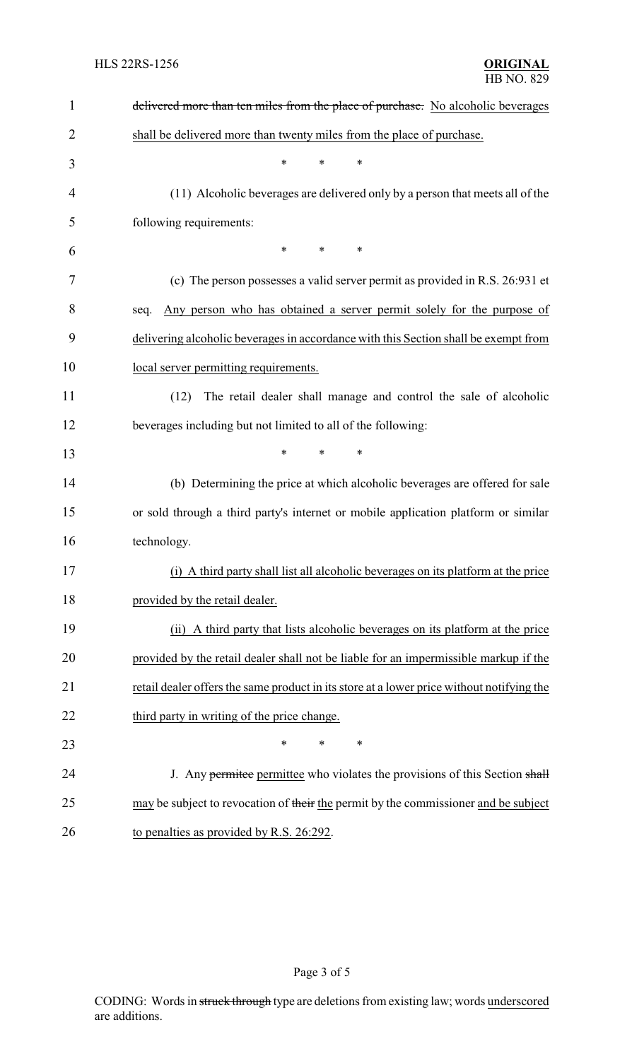~~delivered more than ten miles from the place of purchase.~~ <u>No alcoholic beverages shall be delivered more than twenty miles from the place of purchase.</u>

\* \* \*

(11) Alcoholic beverages are delivered only by a person that meets all of the following requirements:

\* \* \*

(c) The person possesses a valid server permit as provided in R.S. 26:931 et seq. <u>Any person who has obtained a server permit solely for the purpose of delivering alcoholic beverages in accordance with this Section shall be exempt from local server permitting requirements.</u>

(12) The retail dealer shall manage and control the sale of alcoholic beverages including but not limited to all of the following:

\* \* \*

(b) Determining the price at which alcoholic beverages are offered for sale or sold through a third party's internet or mobile application platform or similar technology.

<u>(i) A third party shall list all alcoholic beverages on its platform at the price provided by the retail dealer.</u>

<u>(ii) A third party that lists alcoholic beverages on its platform at the price provided by the retail dealer shall not be liable for an impermissible markup if the retail dealer offers the same product in its store at a lower price without notifying the third party in writing of the price change.</u>

\* \* \*

J. Any ~~permitee~~ <u>permittee</u> who violates the provisions of this Section ~~shall~~ <u>may</u> be subject to revocation of ~~their~~ <u>the</u> permit by the commissioner <u>and be subject to penalties as provided by R.S. 26:292</u>.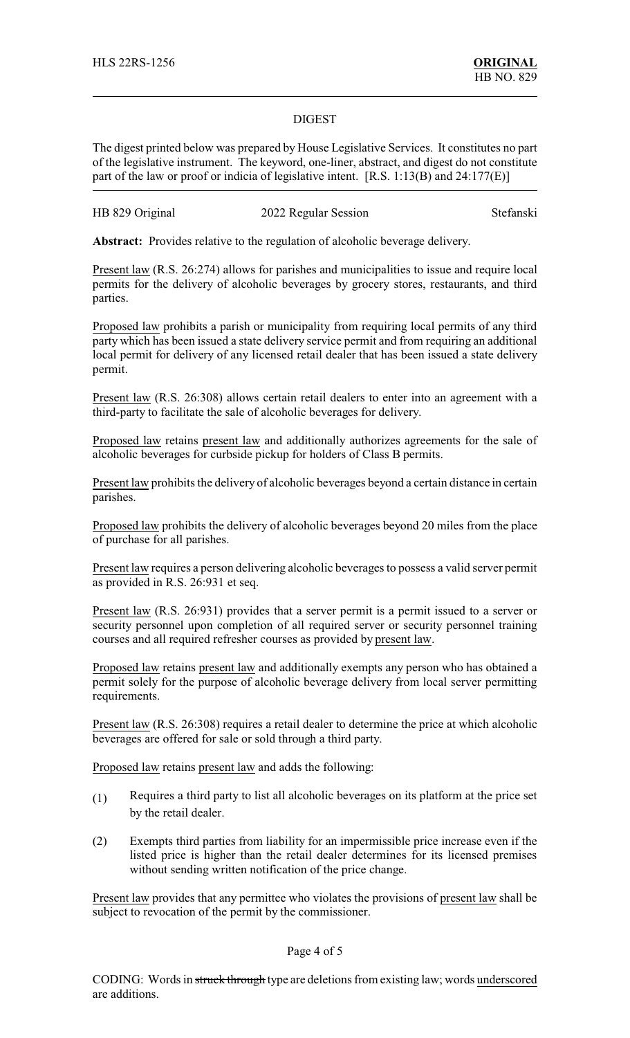HLS 22RS-1256 **ORIGINAL**
HB NO. 829

## DIGEST

The digest printed below was prepared by House Legislative Services. It constitutes no part of the legislative instrument. The keyword, one-liner, abstract, and digest do not constitute part of the law or proof or indicia of legislative intent. [R.S. 1:13(B) and 24:177(E)]

HB 829 Original 2022 Regular Session Stefanski

**Abstract:** Provides relative to the regulation of alcoholic beverage delivery.

Present law (R.S. 26:274) allows for parishes and municipalities to issue and require local permits for the delivery of alcoholic beverages by grocery stores, restaurants, and third parties.

Proposed law prohibits a parish or municipality from requiring local permits of any third party which has been issued a state delivery service permit and from requiring an additional local permit for delivery of any licensed retail dealer that has been issued a state delivery permit.

Present law (R.S. 26:308) allows certain retail dealers to enter into an agreement with a third-party to facilitate the sale of alcoholic beverages for delivery.

Proposed law retains present law and additionally authorizes agreements for the sale of alcoholic beverages for curbside pickup for holders of Class B permits.

Present law prohibits the delivery of alcoholic beverages beyond a certain distance in certain parishes.

Proposed law prohibits the delivery of alcoholic beverages beyond 20 miles from the place of purchase for all parishes.

Present law requires a person delivering alcoholic beverages to possess a valid server permit as provided in R.S. 26:931 et seq.

Present law (R.S. 26:931) provides that a server permit is a permit issued to a server or security personnel upon completion of all required server or security personnel training courses and all required refresher courses as provided by present law.

Proposed law retains present law and additionally exempts any person who has obtained a permit solely for the purpose of alcoholic beverage delivery from local server permitting requirements.

Present law (R.S. 26:308) requires a retail dealer to determine the price at which alcoholic beverages are offered for sale or sold through a third party.

Proposed law retains present law and adds the following:

(1) Requires a third party to list all alcoholic beverages on its platform at the price set by the retail dealer.

(2) Exempts third parties from liability for an impermissible price increase even if the listed price is higher than the retail dealer determines for its licensed premises without sending written notification of the price change.

Present law provides that any permittee who violates the provisions of present law shall be subject to revocation of the permit by the commissioner.

CODING: Words in ~~struck through~~ type are deletions from existing law; words underscored are additions.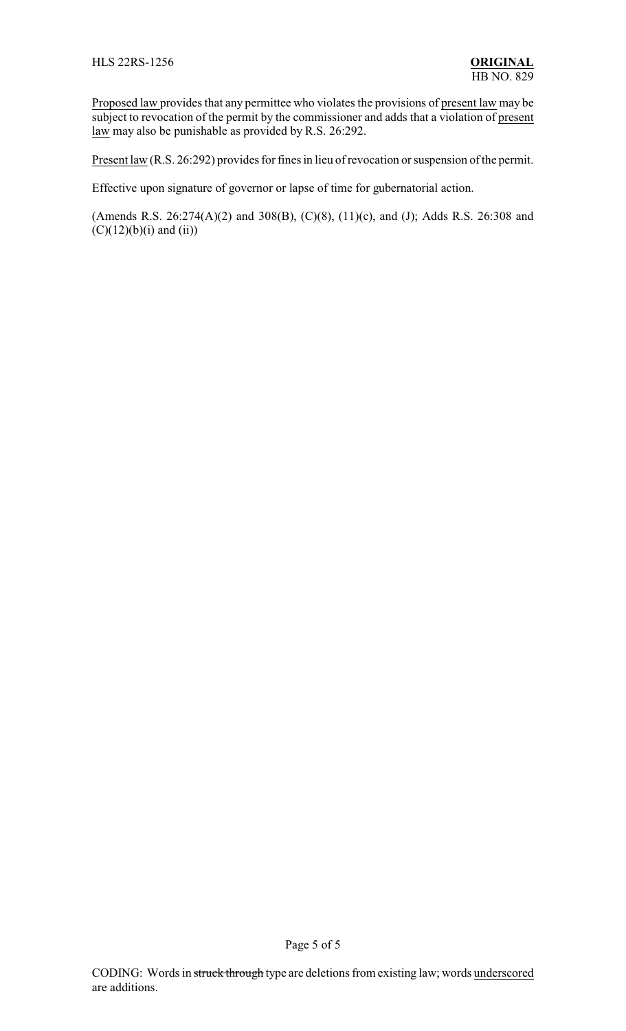Proposed law provides that any permittee who violates the provisions of present law may be subject to revocation of the permit by the commissioner and adds that a violation of present law may also be punishable as provided by R.S. 26:292.

Present law (R.S. 26:292) provides for fines in lieu of revocation or suspension of the permit.

Effective upon signature of governor or lapse of time for gubernatorial action.

(Amends R.S. 26:274(A)(2) and 308(B), (C)(8), (11)(c), and (J); Adds R.S. 26:308 and (C)(12)(b)(i) and (ii))

CODING: Words in ~~struck through~~ type are deletions from existing law; words underscored are additions.